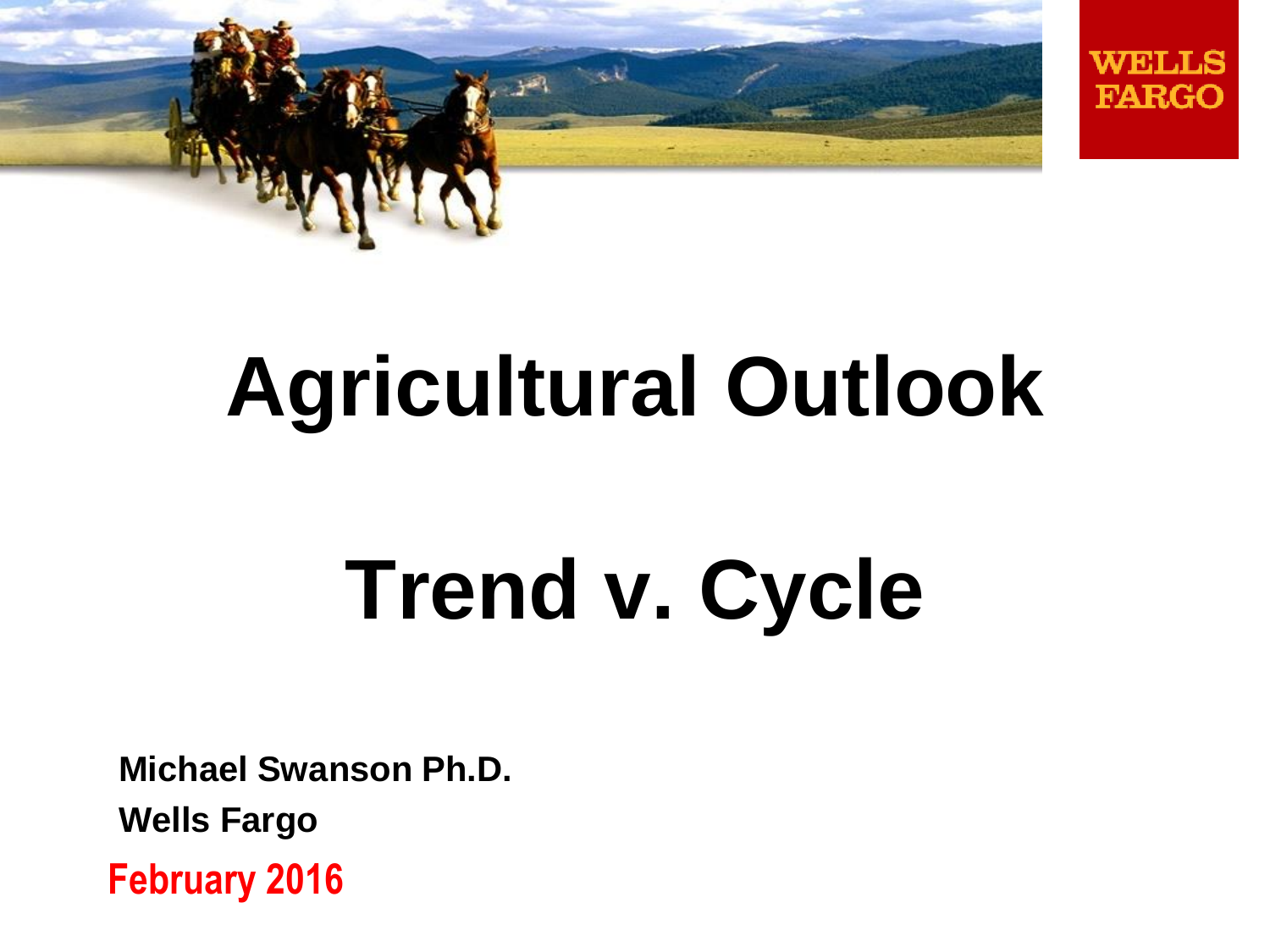# Agricultural Outlook

# Trend v. Cycle

**Michael Swanson Ph.D.**

**Wells Fargo**

**February 2016**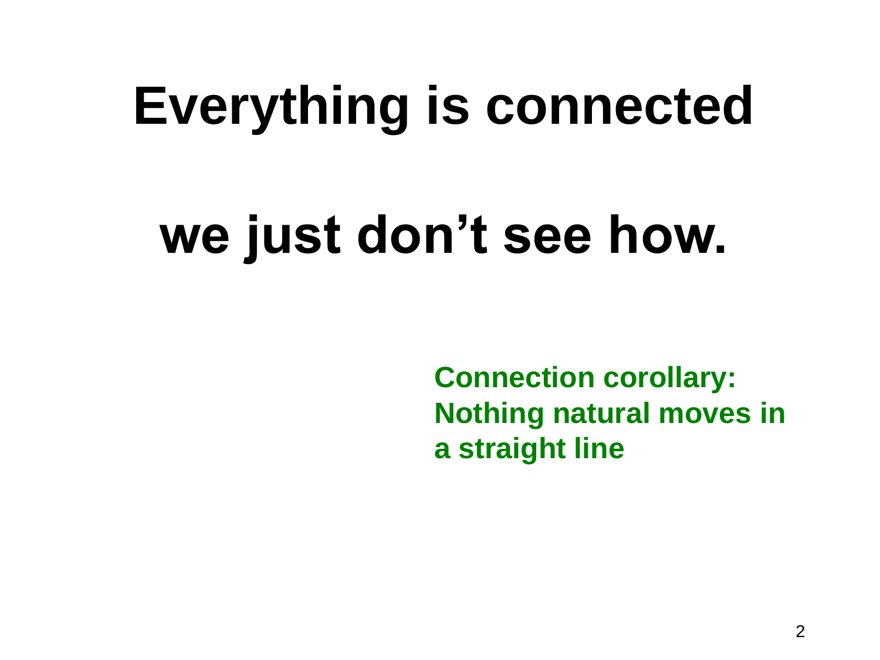# Everything is connected

# we just don't see how.

**Connection corollary:**
**Nothing natural moves in a straight line**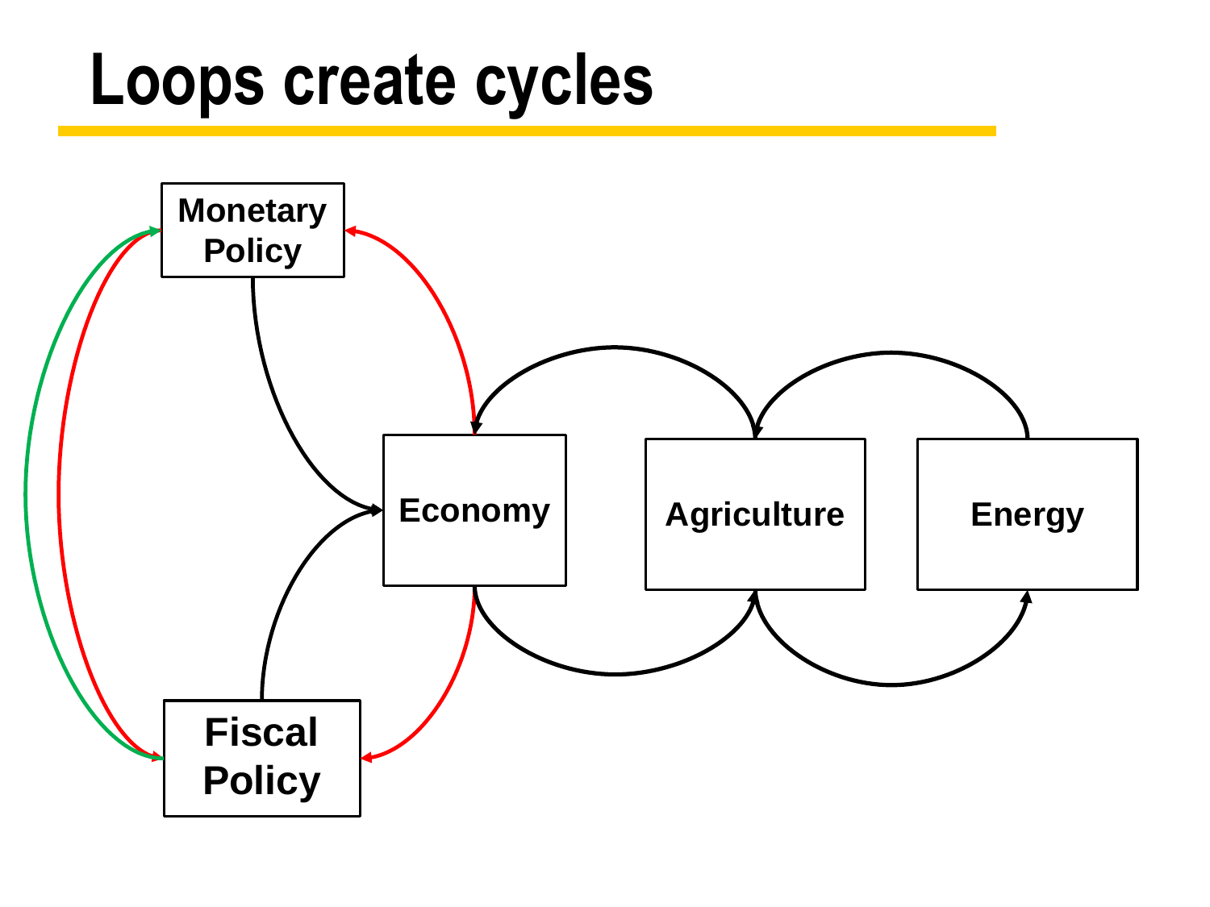# Loops create cycles

Monetary Policy

Economy

Agriculture

Energy

Fiscal Policy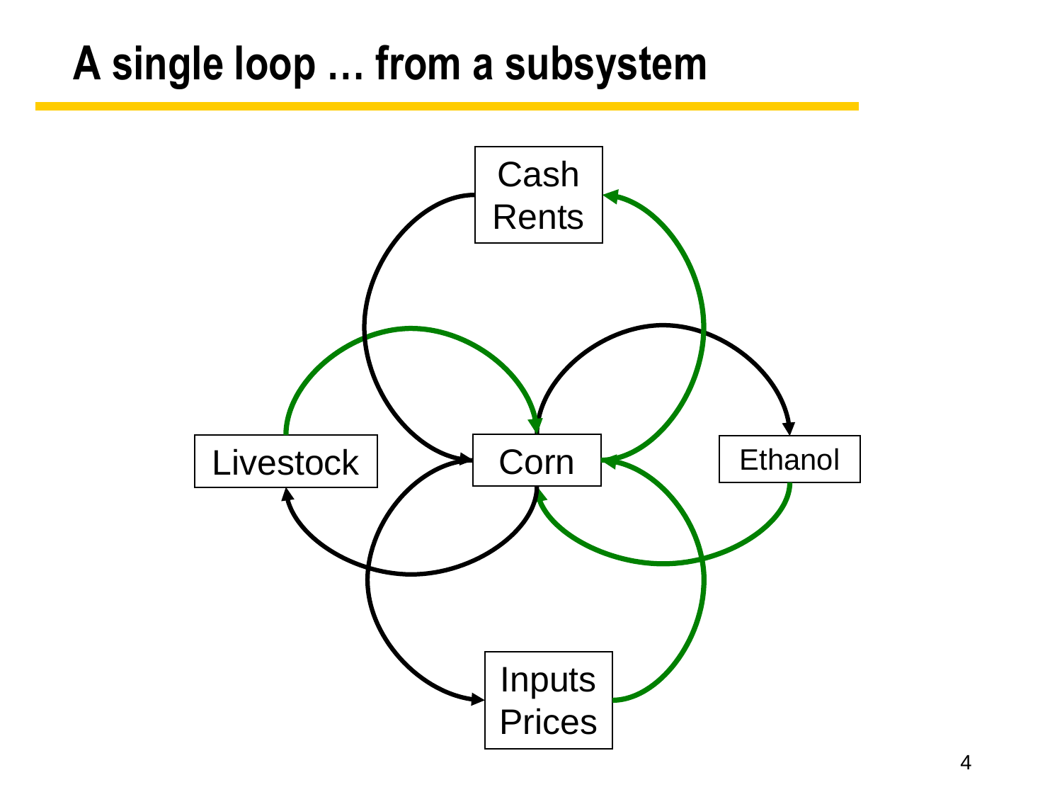# A single loop … from a subsystem

Cash Rents

Livestock

Corn

Ethanol

Inputs Prices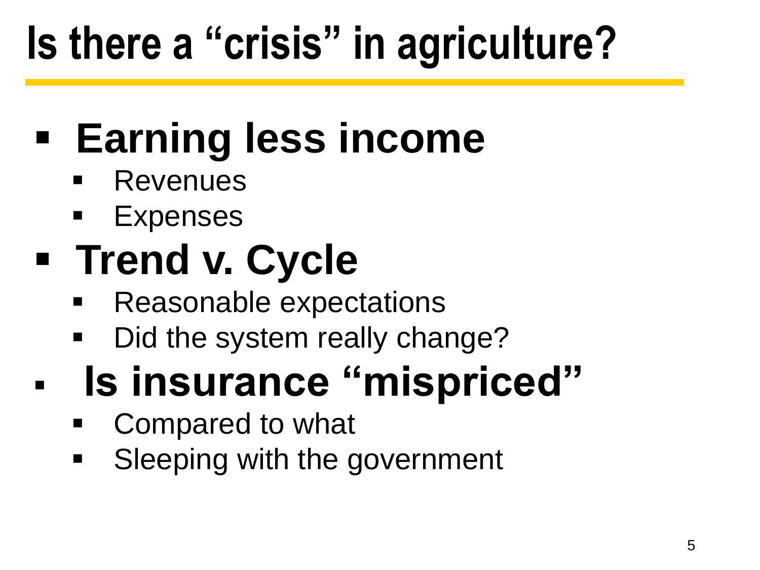# Is there a "crisis" in agriculture?

- **Earning less income**
  - Revenues
  - Expenses
- **Trend v. Cycle**
  - Reasonable expectations
  - Did the system really change?
- **Is insurance "mispriced"**
  - Compared to what
  - Sleeping with the government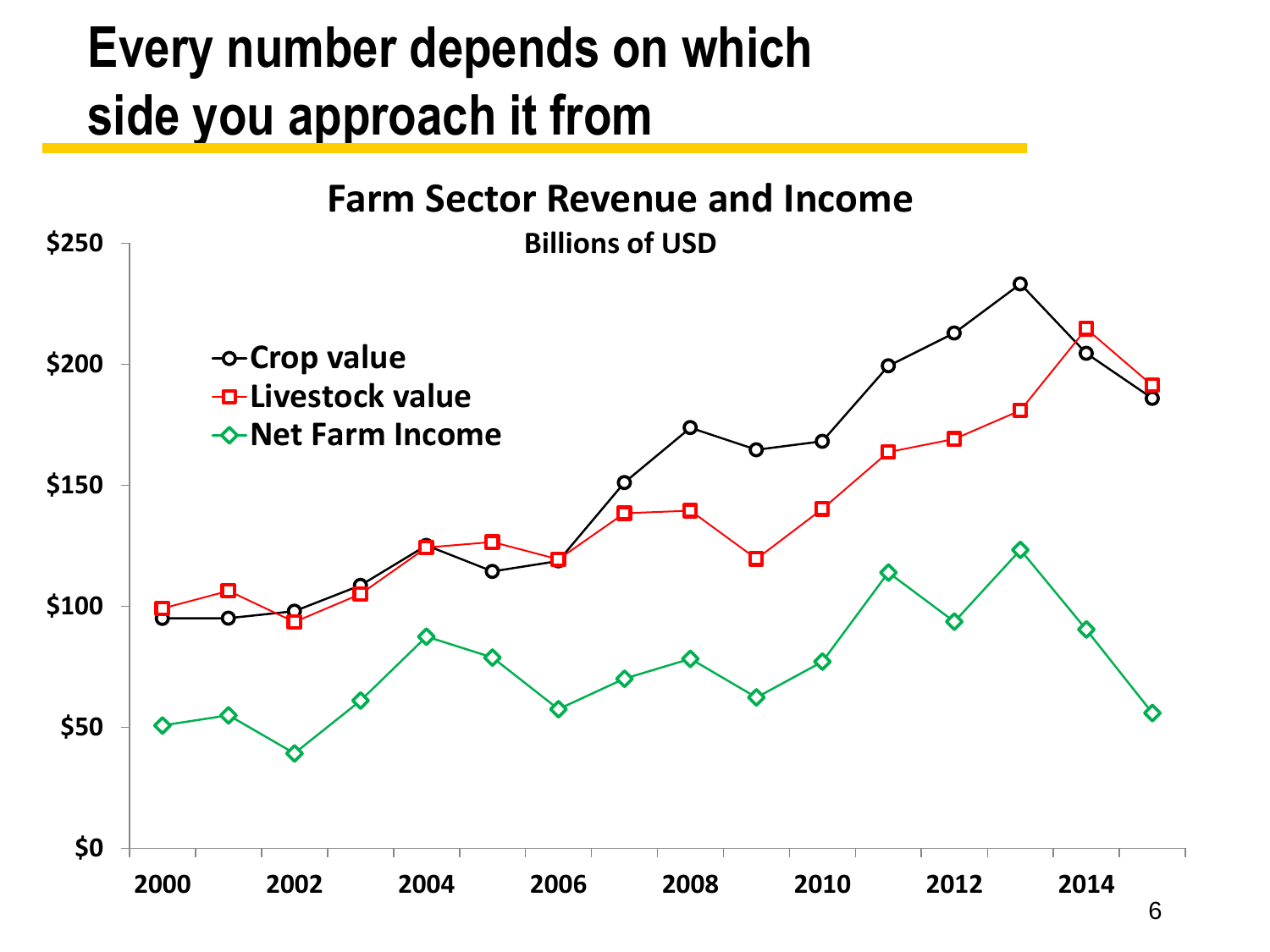# Every number depends on which side you approach it from

**Farm Sector Revenue and Income**

**Billions of USD**

$250

$200

$150

$100

$50

$0

Crop value

Livestock value

Net Farm Income

2000 2002 2004 2006 2008 2010 2012 2014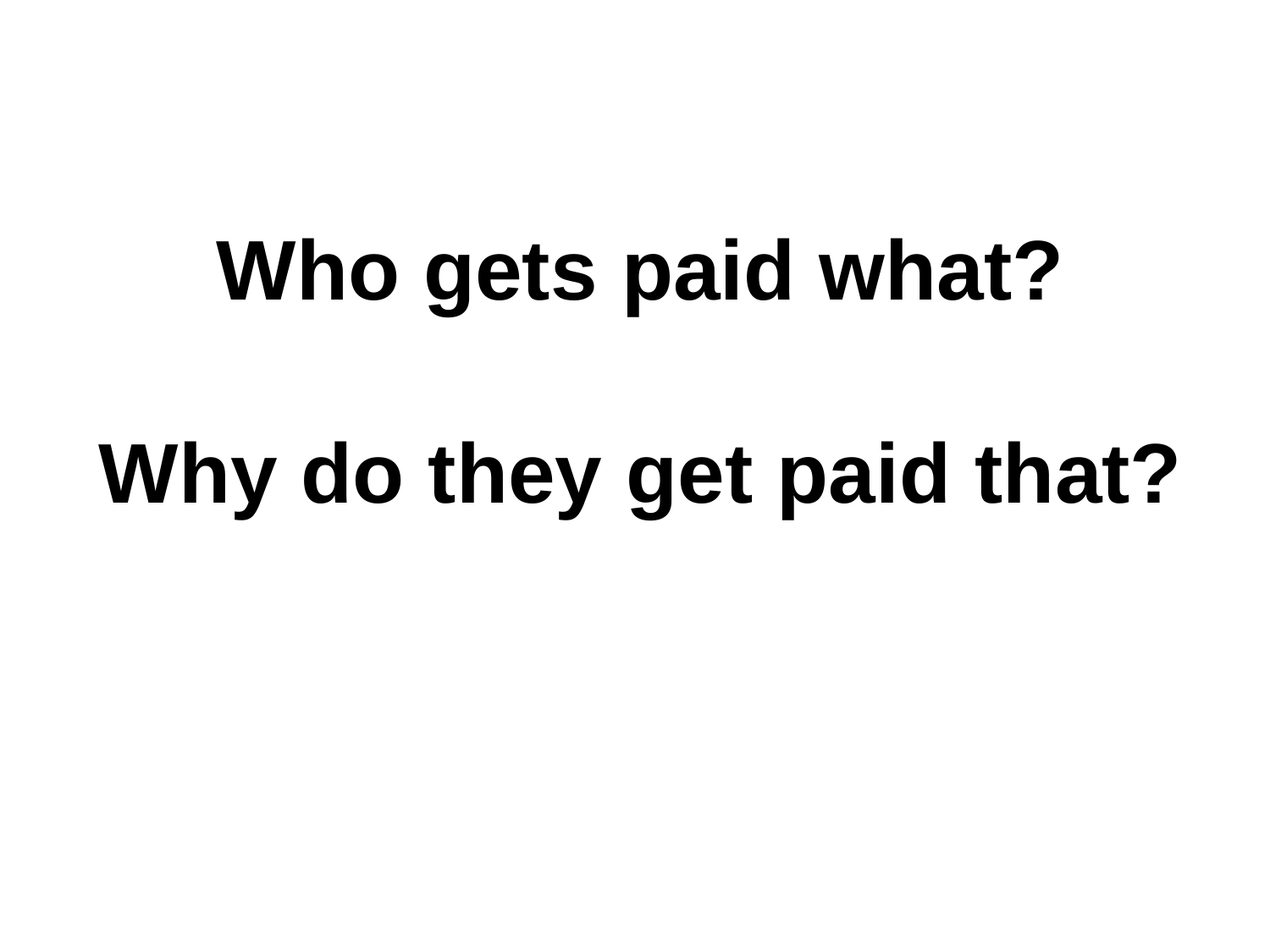# Who gets paid what?

# Why do they get paid that?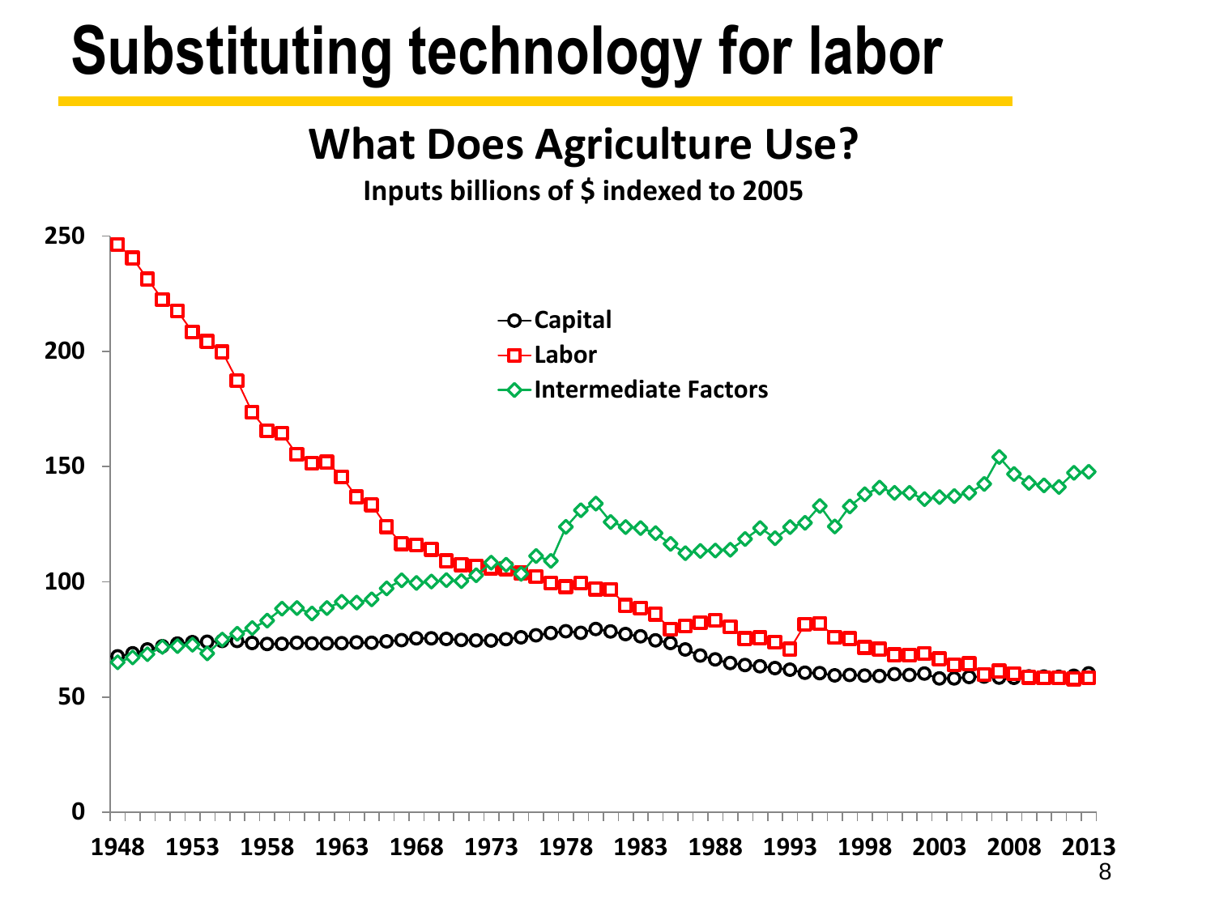# Substituting technology for labor

## What Does Agriculture Use?

**Inputs billions of $ indexed to 2005**

- Capital
- Labor
- Intermediate Factors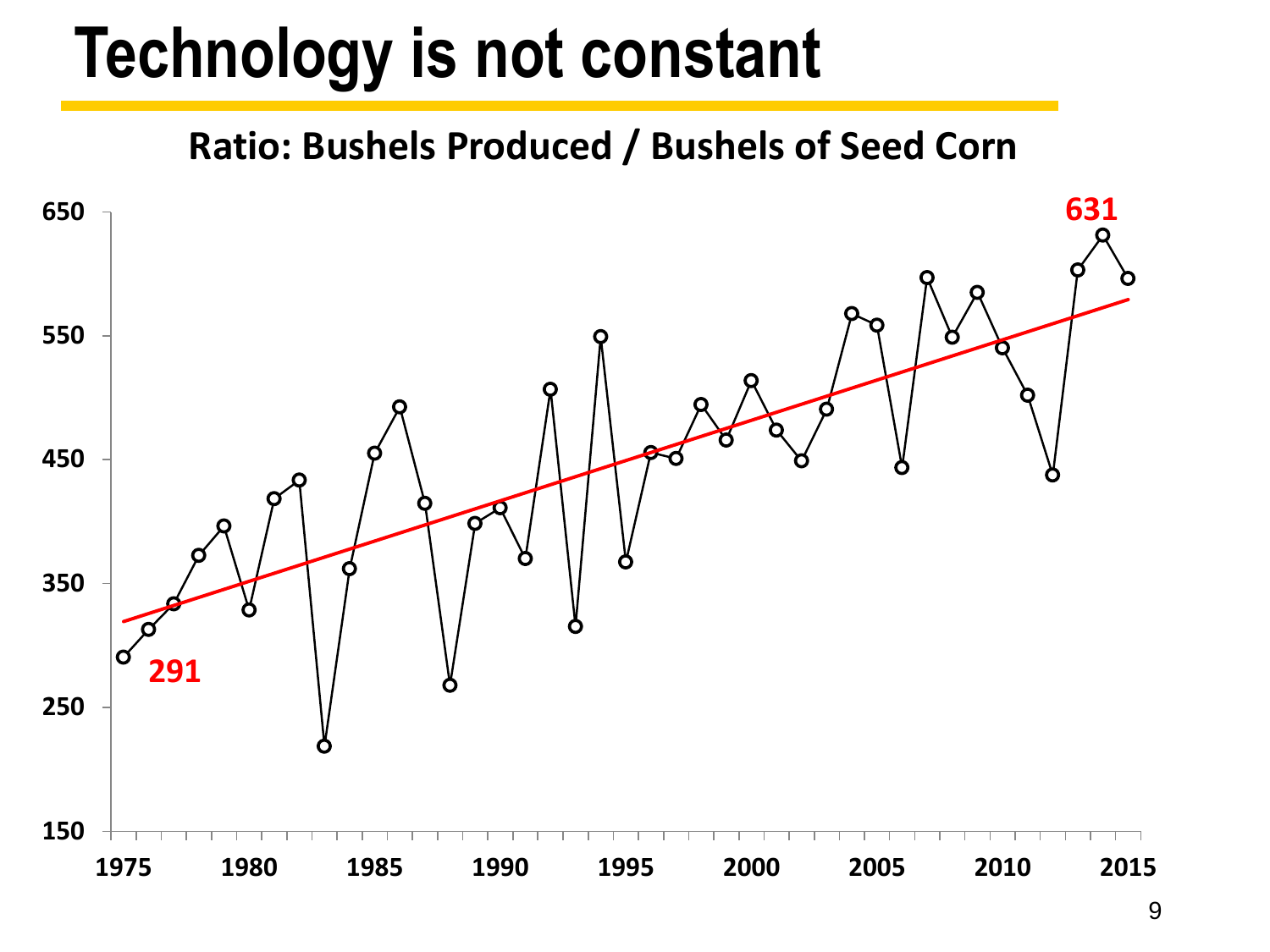# Technology is not constant

**Ratio: Bushels Produced / Bushels of Seed Corn**

650

550

450

350

250

150

1975 1980 1985 1990 1995 2000 2005 2010 2015

291

631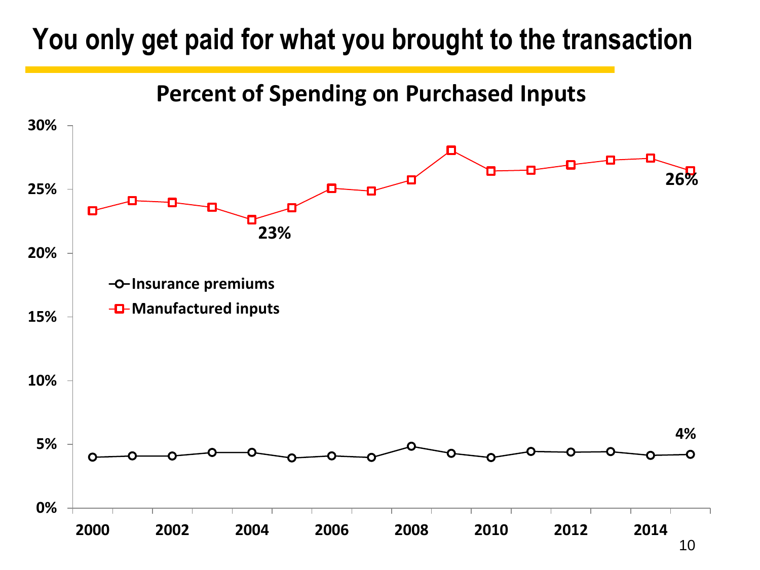# You only get paid for what you brought to the transaction

## Percent of Spending on Purchased Inputs

30%
25%
20%
15%
10%
5%
0%

–o–Insurance premiums
–□–Manufactured inputs

23%
26%
4%

2000 2002 2004 2006 2008 2010 2012 2014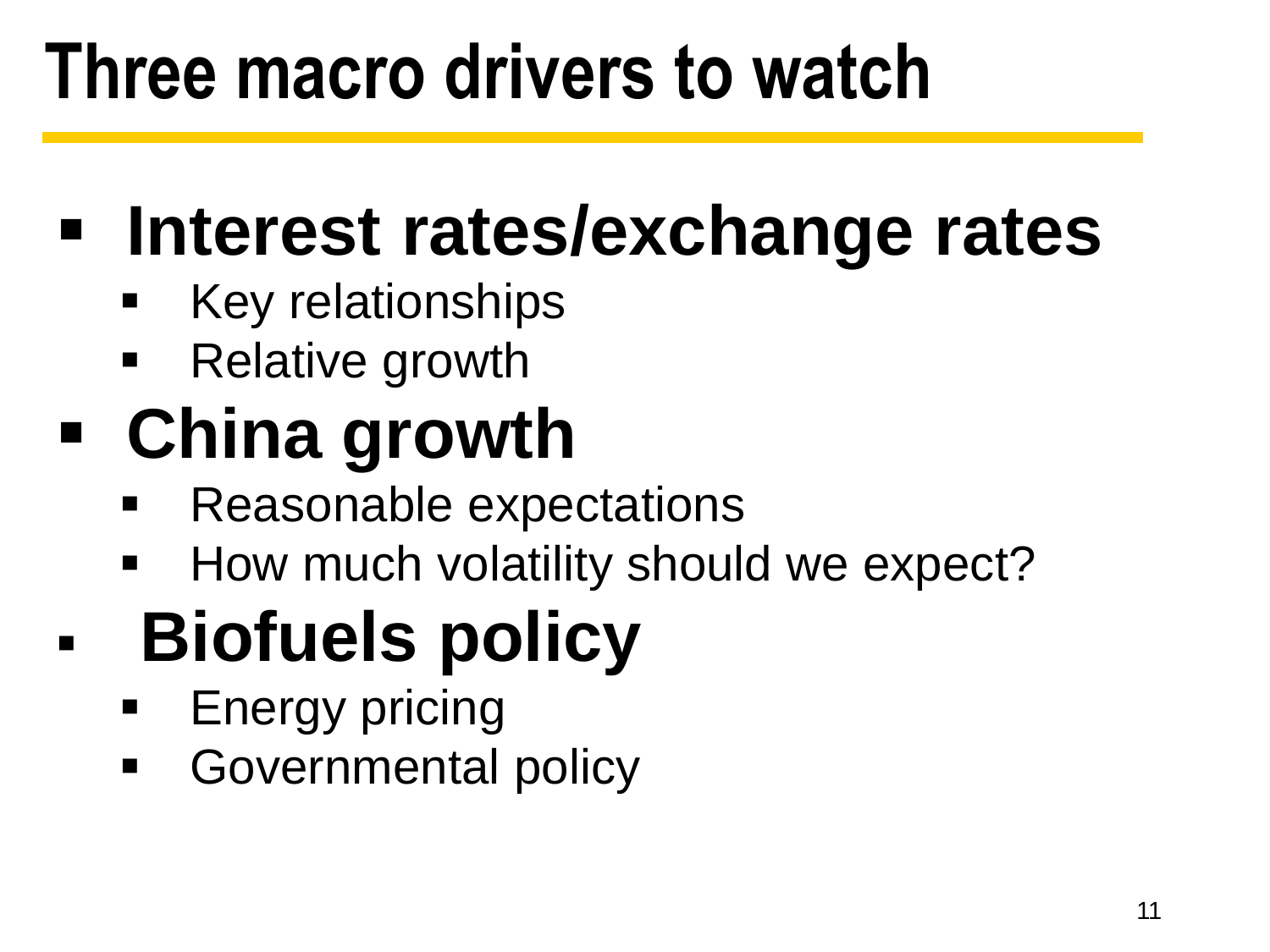# Three macro drivers to watch

- **Interest rates/exchange rates**
  - Key relationships
  - Relative growth
- **China growth**
  - Reasonable expectations
  - How much volatility should we expect?
- **Biofuels policy**
  - Energy pricing
  - Governmental policy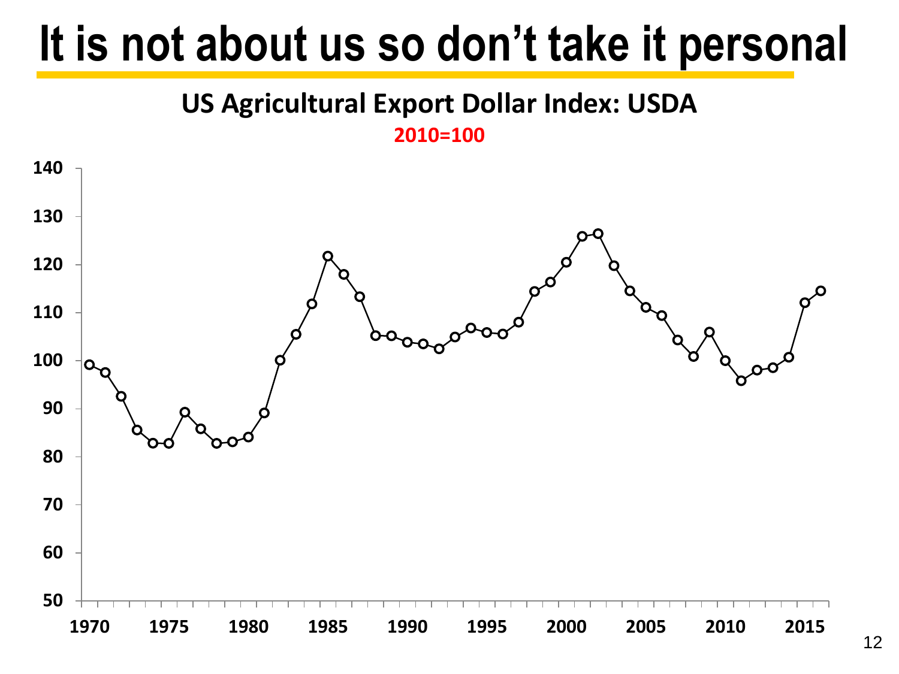# It is not about us so don't take it personal

**US Agricultural Export Dollar Index: USDA**

**2010=100**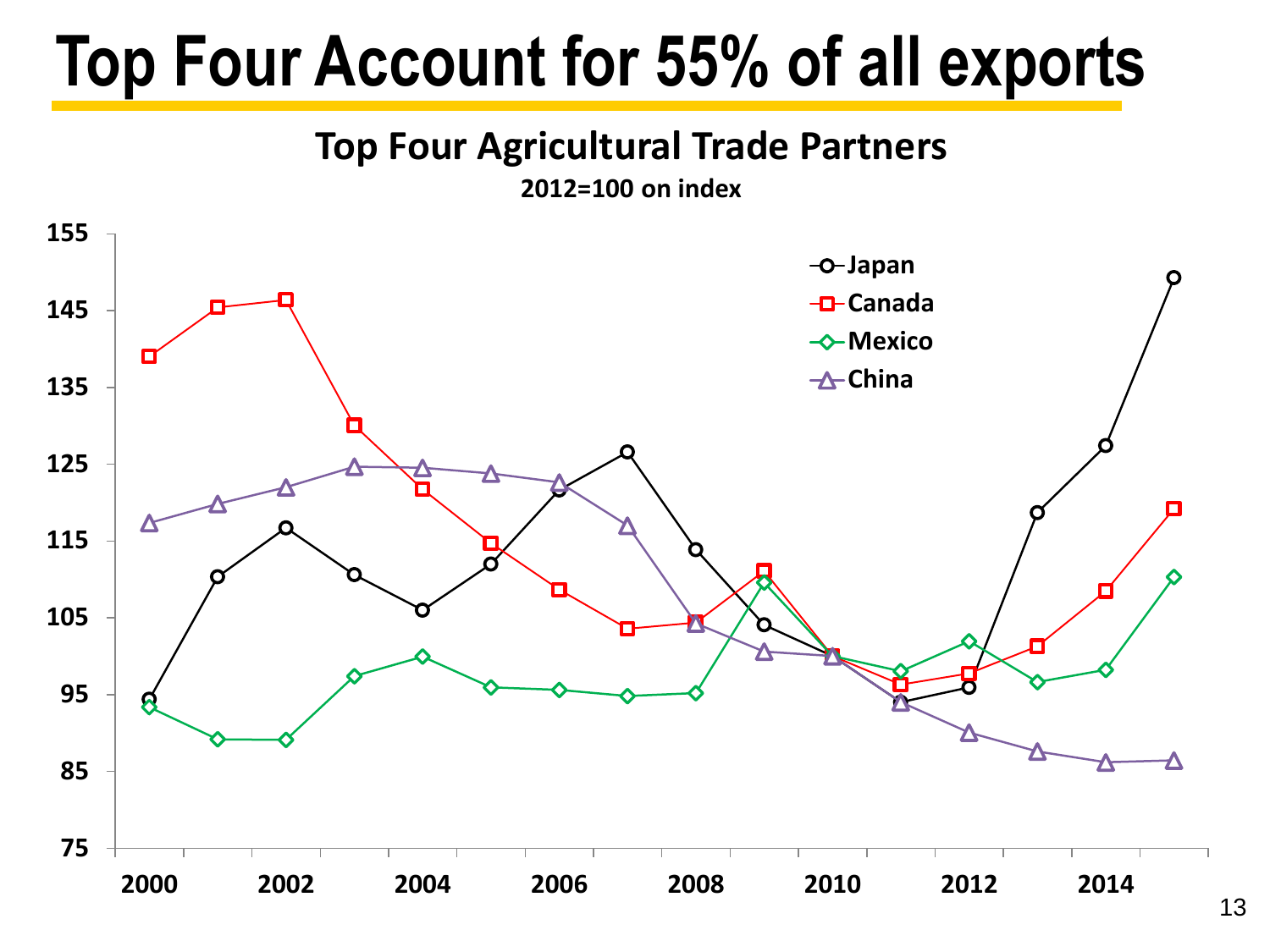# Top Four Account for 55% of all exports

**Top Four Agricultural Trade Partners**

**2012=100 on index**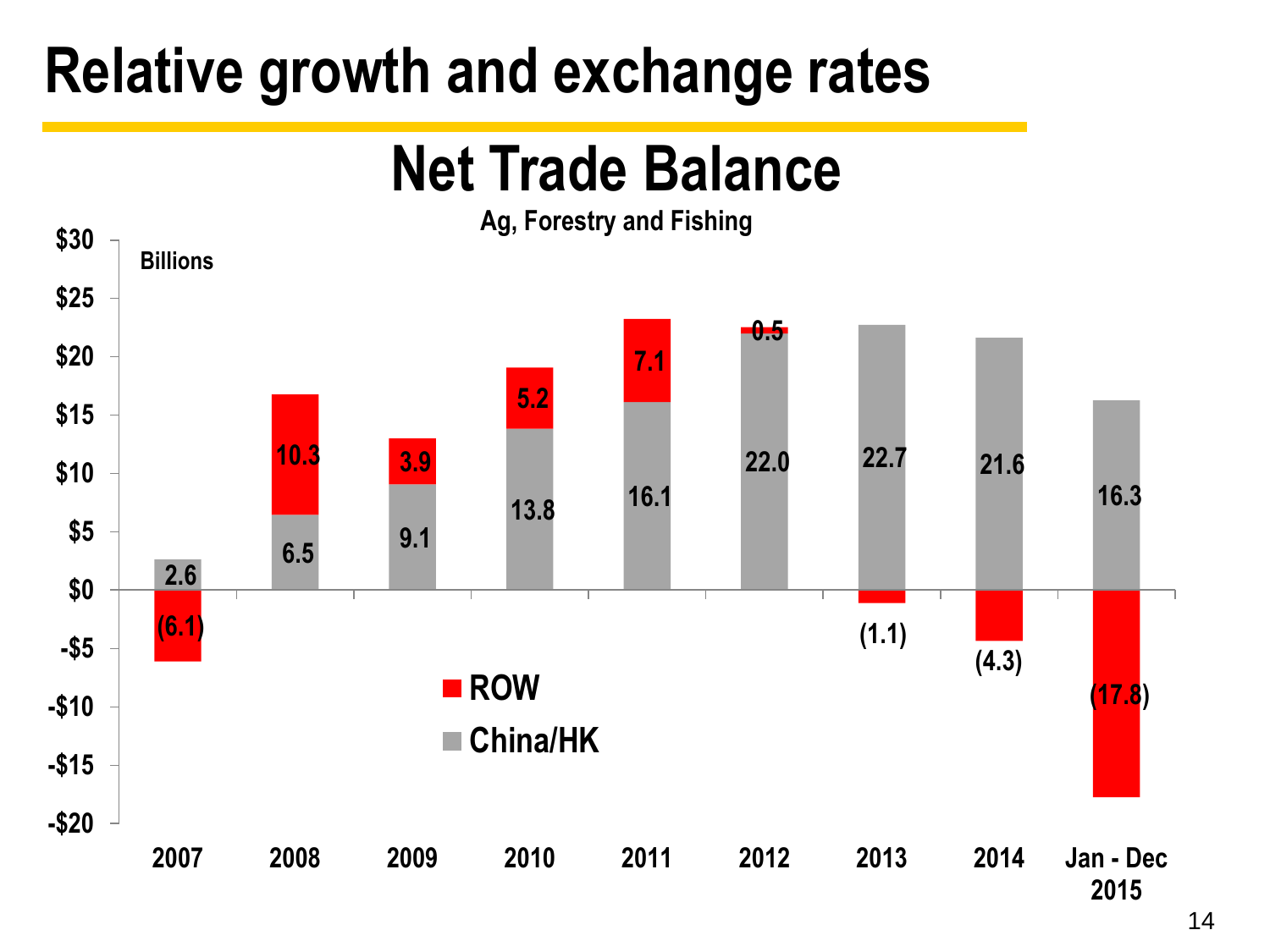# Relative growth and exchange rates

## Net Trade Balance

Ag, Forestry and Fishing

Billions

| Year | China/HK | ROW |
|---|---|---|
| 2007 | 2.6 | (6.1) |
| 2008 | 6.5 | 10.3 |
| 2009 | 9.1 | 3.9 |
| 2010 | 13.8 | 5.2 |
| 2011 | 16.1 | 7.1 |
| 2012 | 22.0 | 0.5 |
| 2013 | 22.7 | (1.1) |
| 2014 | 21.6 | (4.3) |
| Jan - Dec 2015 | 16.3 | (17.8) |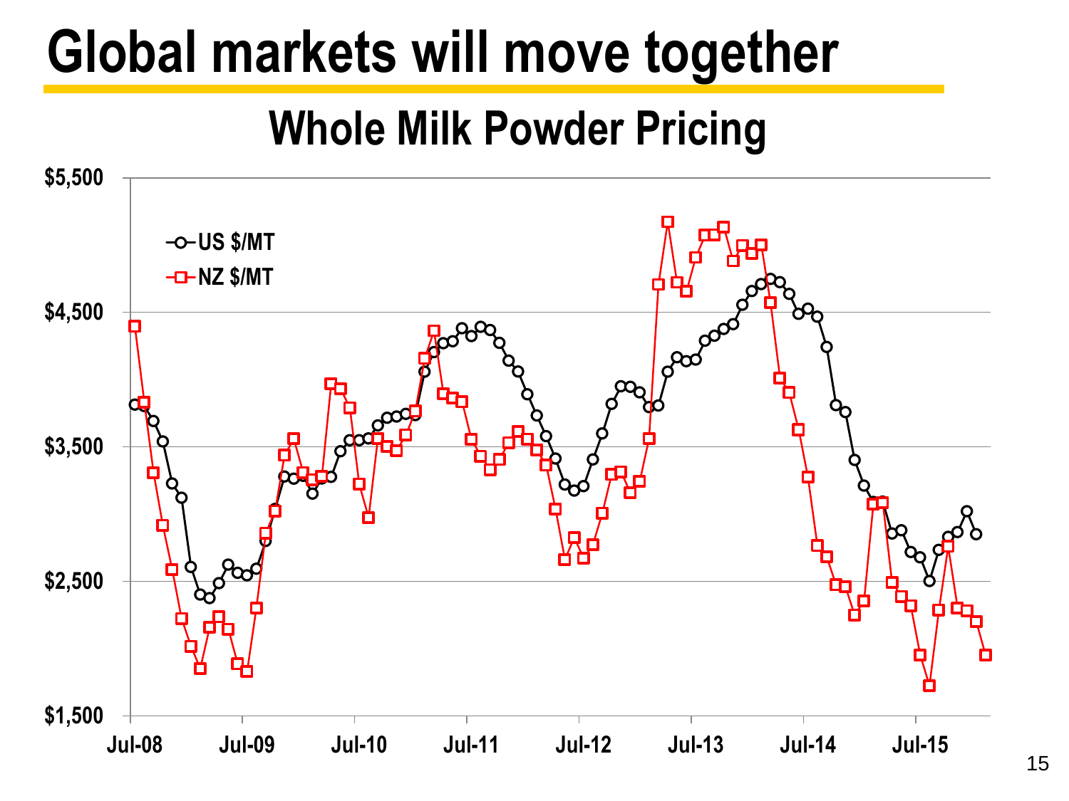# Global markets will move together

## Whole Milk Powder Pricing

$5,500
$4,500
$3,500
$2,500
$1,500

Jul-08 Jul-09 Jul-10 Jul-11 Jul-12 Jul-13 Jul-14 Jul-15

US $/MT
NZ $/MT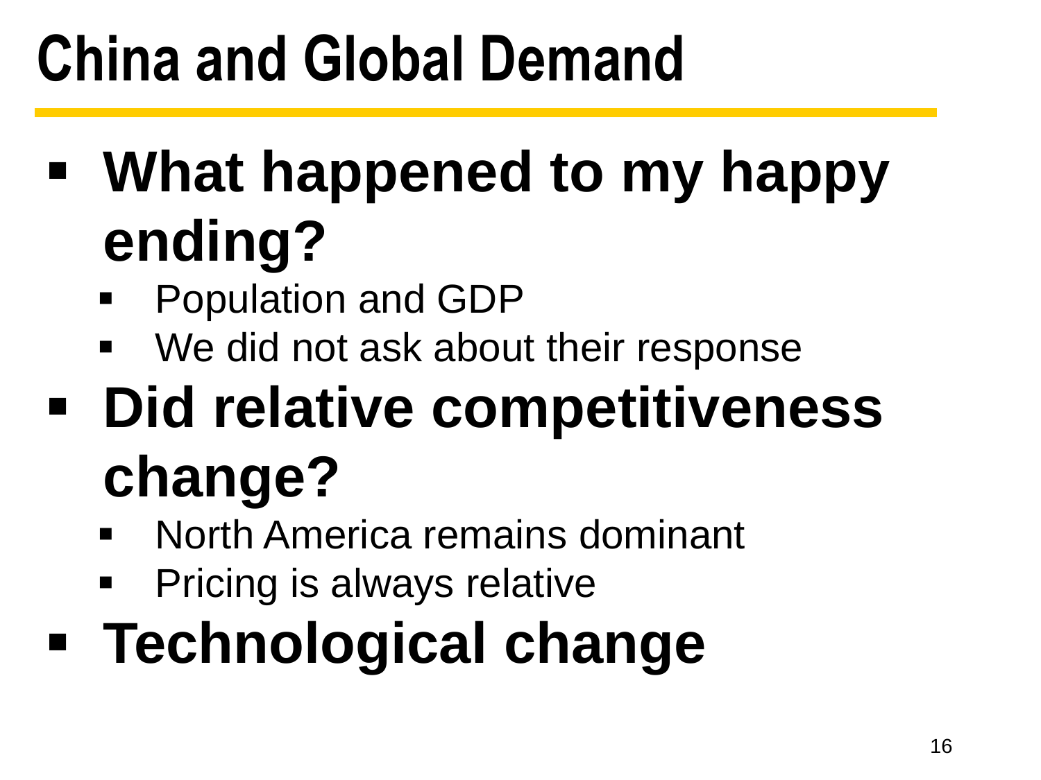# China and Global Demand

- **What happened to my happy ending?**
  - Population and GDP
  - We did not ask about their response
- **Did relative competitiveness change?**
  - North America remains dominant
  - Pricing is always relative
- **Technological change**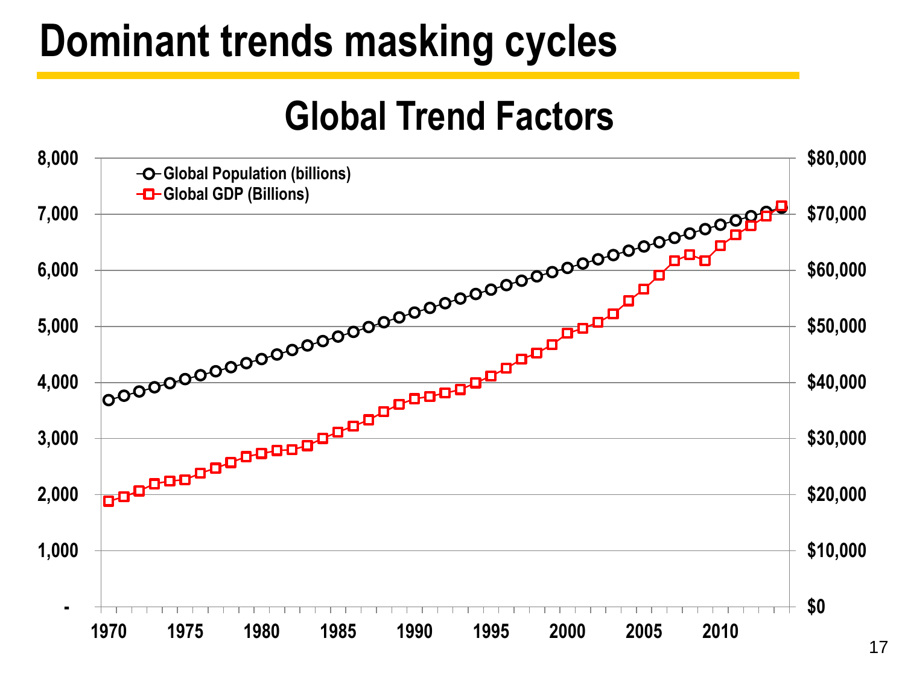# Dominant trends masking cycles

## Global Trend Factors

- Global Population (billions)
- Global GDP (Billions)

Left axis: -, 1,000, 2,000, 3,000, 4,000, 5,000, 6,000, 7,000, 8,000

Right axis: $0, $10,000, $20,000, $30,000, $40,000, $50,000, $60,000, $70,000, $80,000

X axis: 1970, 1975, 1980, 1985, 1990, 1995, 2000, 2005, 2010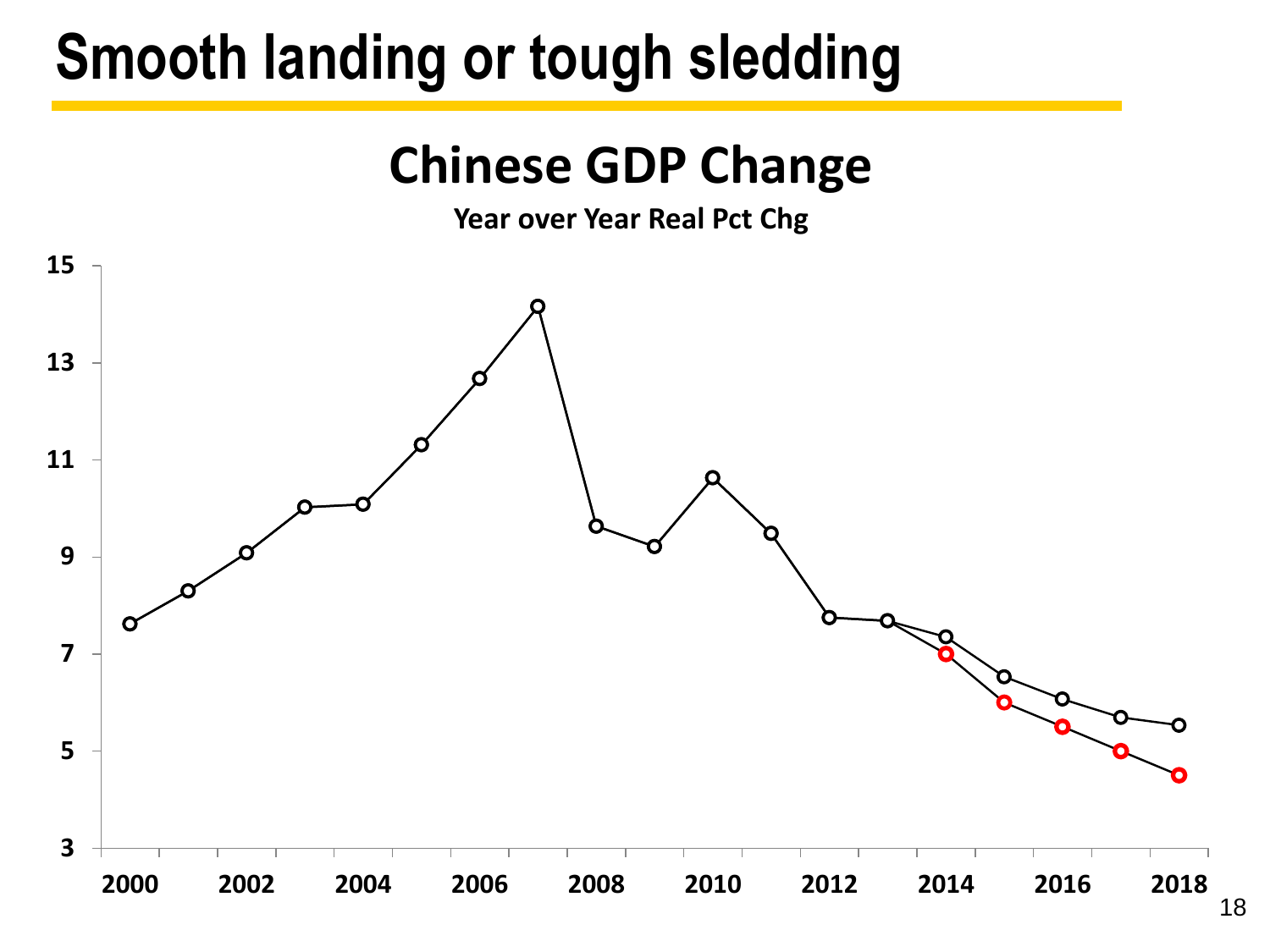# Smooth landing or tough sledding

## Chinese GDP Change

**Year over Year Real Pct Chg**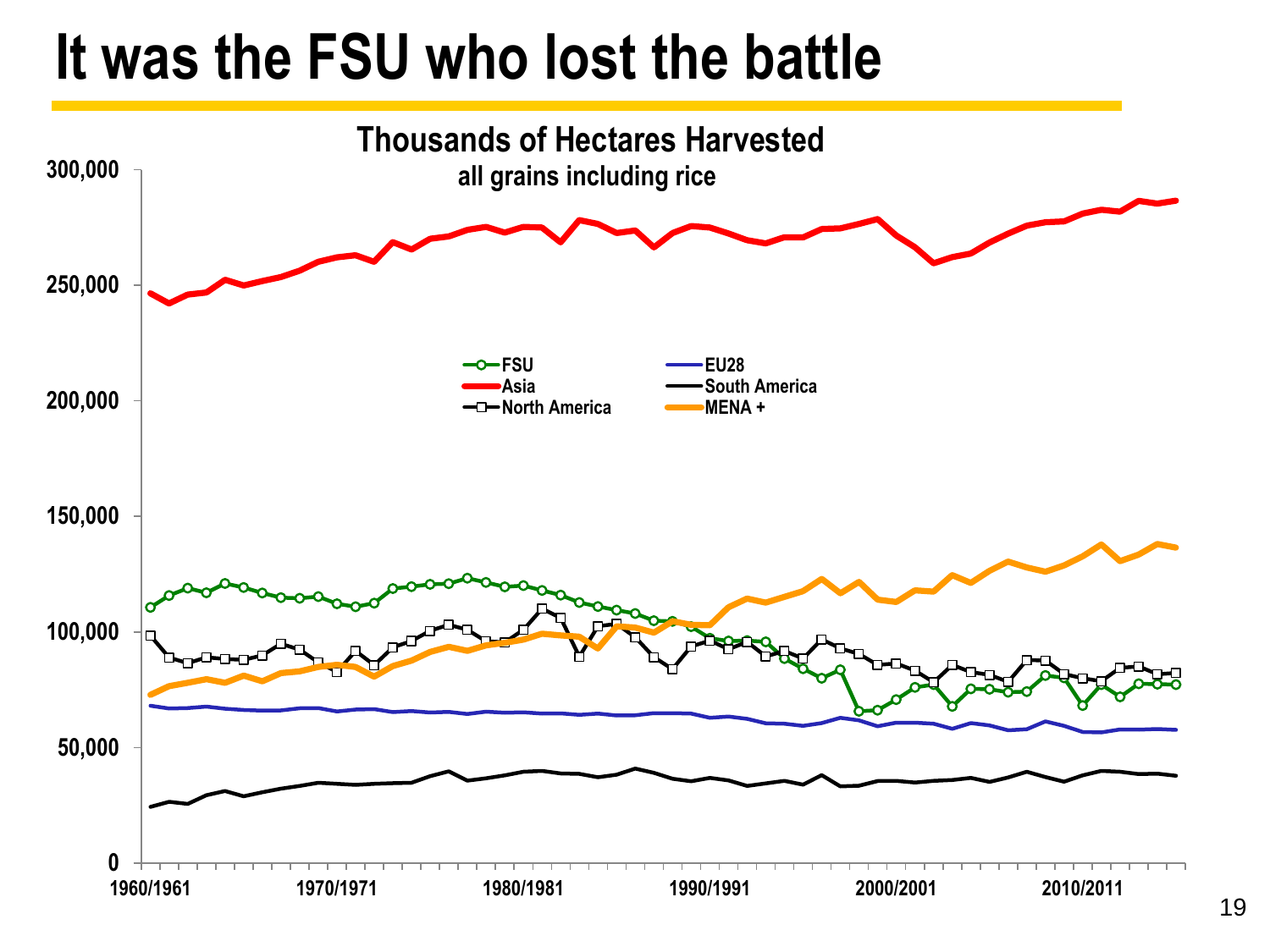# It was the FSU who lost the battle

**Thousands of Hectares Harvested**

all grains including rice

- FSU
- Asia
- North America
- EU28
- South America
- MENA +

300,000
250,000
200,000
150,000
100,000
50,000
0

1960/1961 1970/1971 1980/1981 1990/1991 2000/2001 2010/2011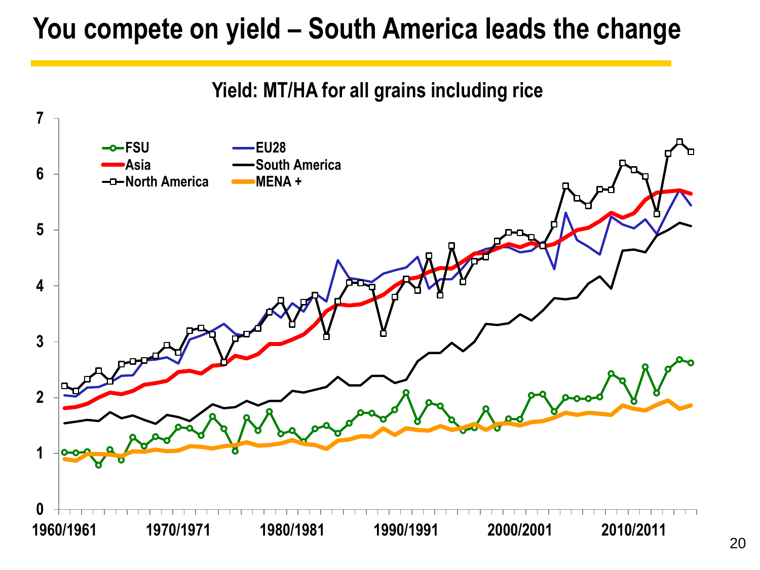# You compete on yield – South America leads the change

**Yield: MT/HA for all grains including rice**

Legend: FSU, EU28, Asia, South America, North America, MENA +

Y-axis: 0, 1, 2, 3, 4, 5, 6, 7

X-axis: 1960/1961, 1970/1971, 1980/1981, 1990/1991, 2000/2001, 2010/2011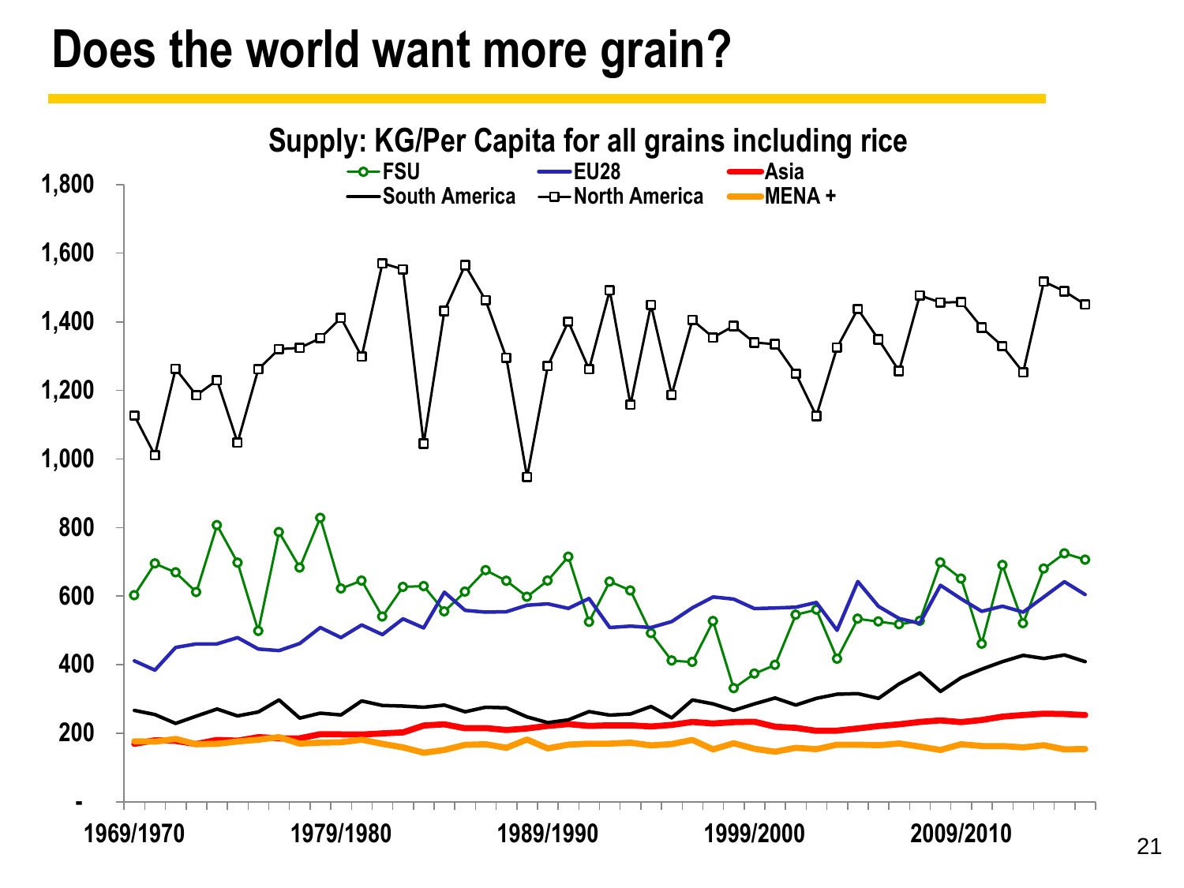# Does the world want more grain?

Supply: KG/Per Capita for all grains including rice

FSU | EU28 | Asia | South America | North America | MENA +

1,800
1,600
1,400
1,200
1,000
800
600
400
200
-

1969/1970 | 1979/1980 | 1989/1990 | 1999/2000 | 2009/2010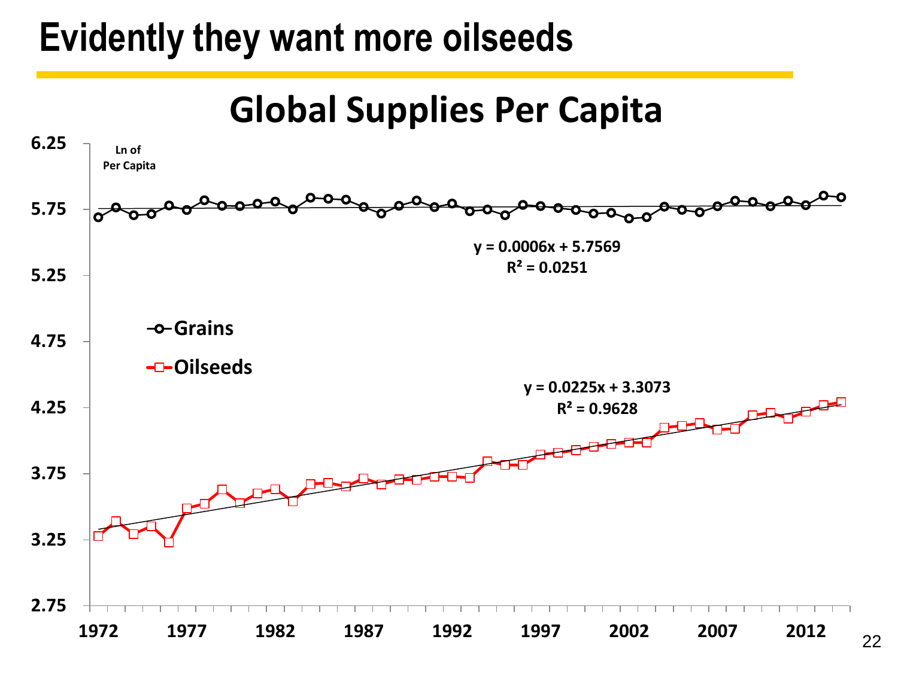# Evidently they want more oilseeds

## Global Supplies Per Capita

Ln of Per Capita

Grains: $y = 0.0006x + 5.7569$, $R^2 = 0.0251$

Oilseeds: $y = 0.0225x + 3.3073$, $R^2 = 0.9628$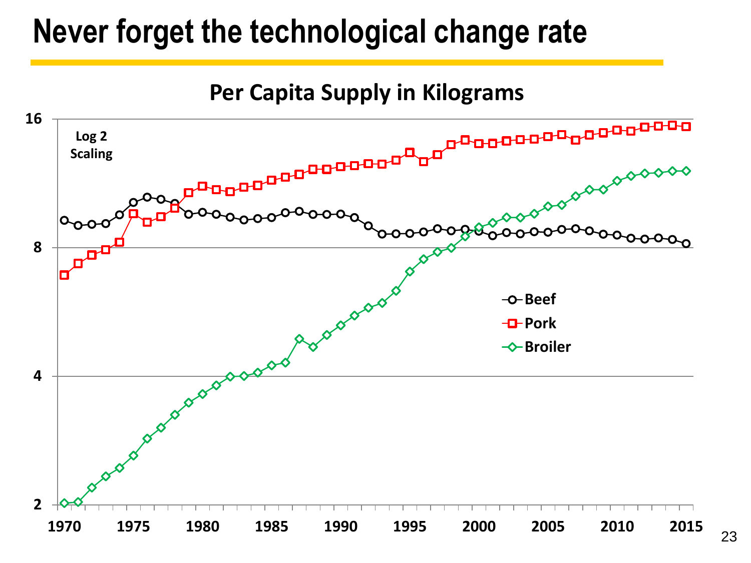# Never forget the technological change rate

**Per Capita Supply in Kilograms**

Log 2 Scaling

Legend: Beef, Pork, Broiler

Y-axis: 2, 4, 8, 16

X-axis: 1970, 1975, 1980, 1985, 1990, 1995, 2000, 2005, 2010, 2015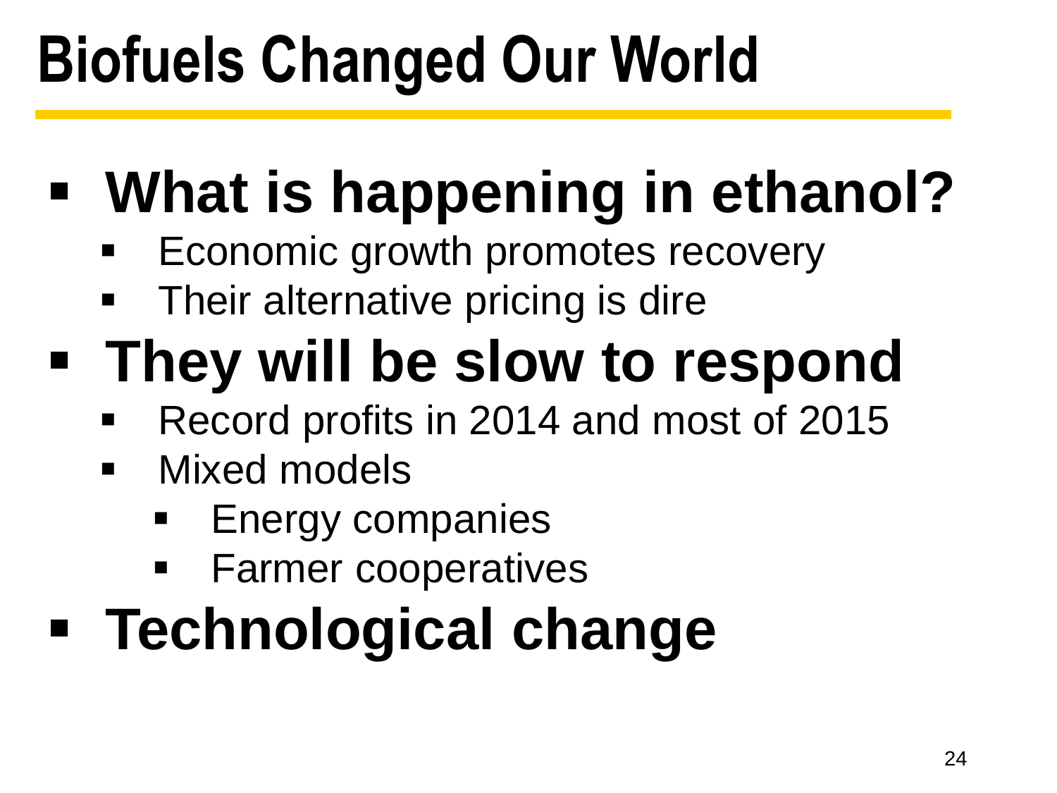# Biofuels Changed Our World

- **What is happening in ethanol?**
  - Economic growth promotes recovery
  - Their alternative pricing is dire
- **They will be slow to respond**
  - Record profits in 2014 and most of 2015
  - Mixed models
    - Energy companies
    - Farmer cooperatives
- **Technological change**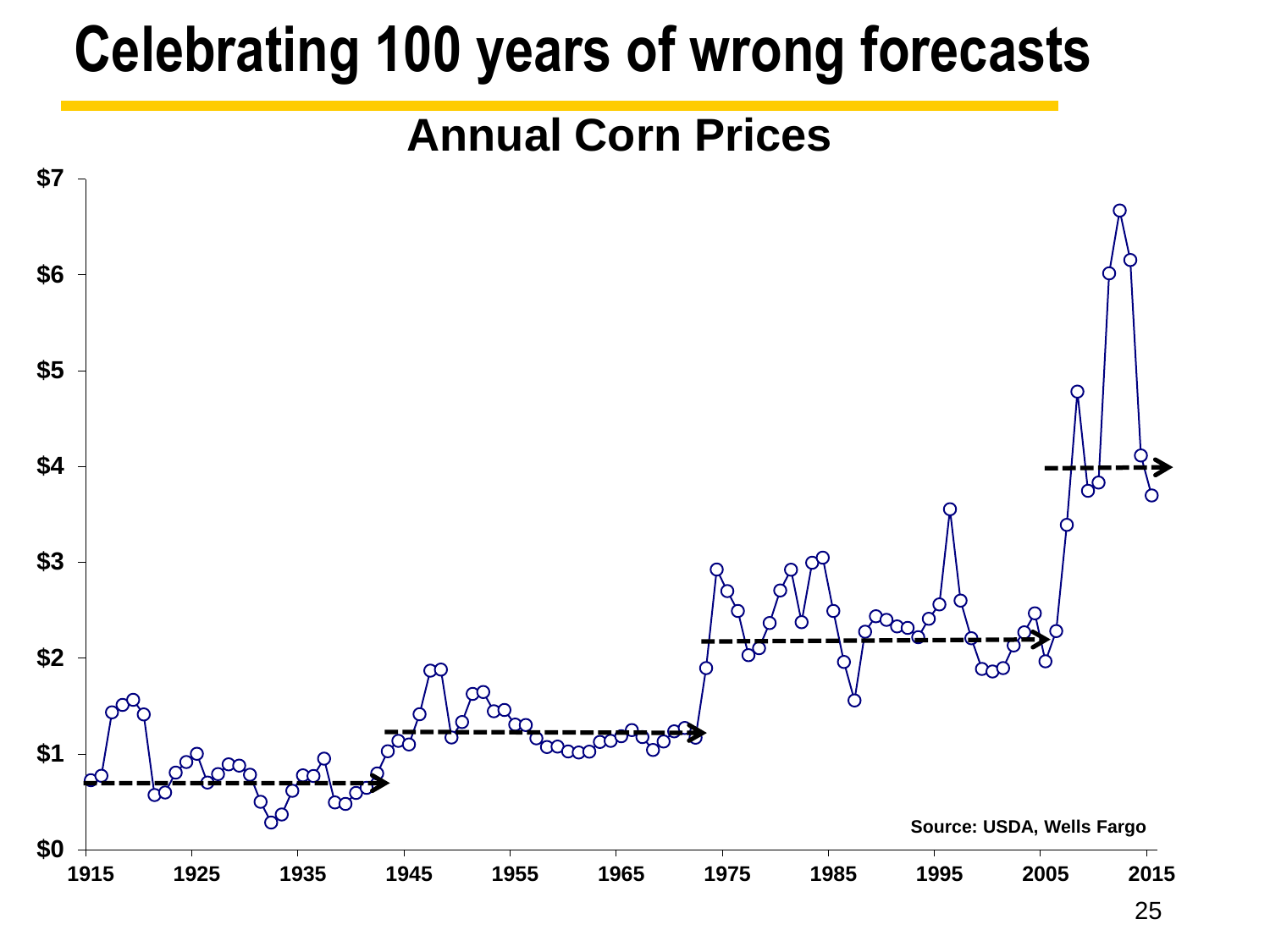# Celebrating 100 years of wrong forecasts

## Annual Corn Prices

Source: USDA, Wells Fargo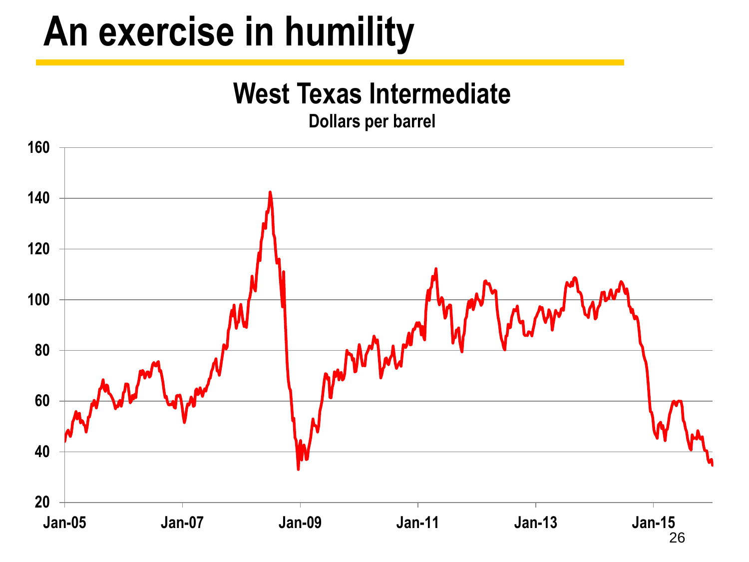# An exercise in humility

## West Texas Intermediate

**Dollars per barrel**

160

140

120

100

80

60

40

20

Jan-05 Jan-07 Jan-09 Jan-11 Jan-13 Jan-15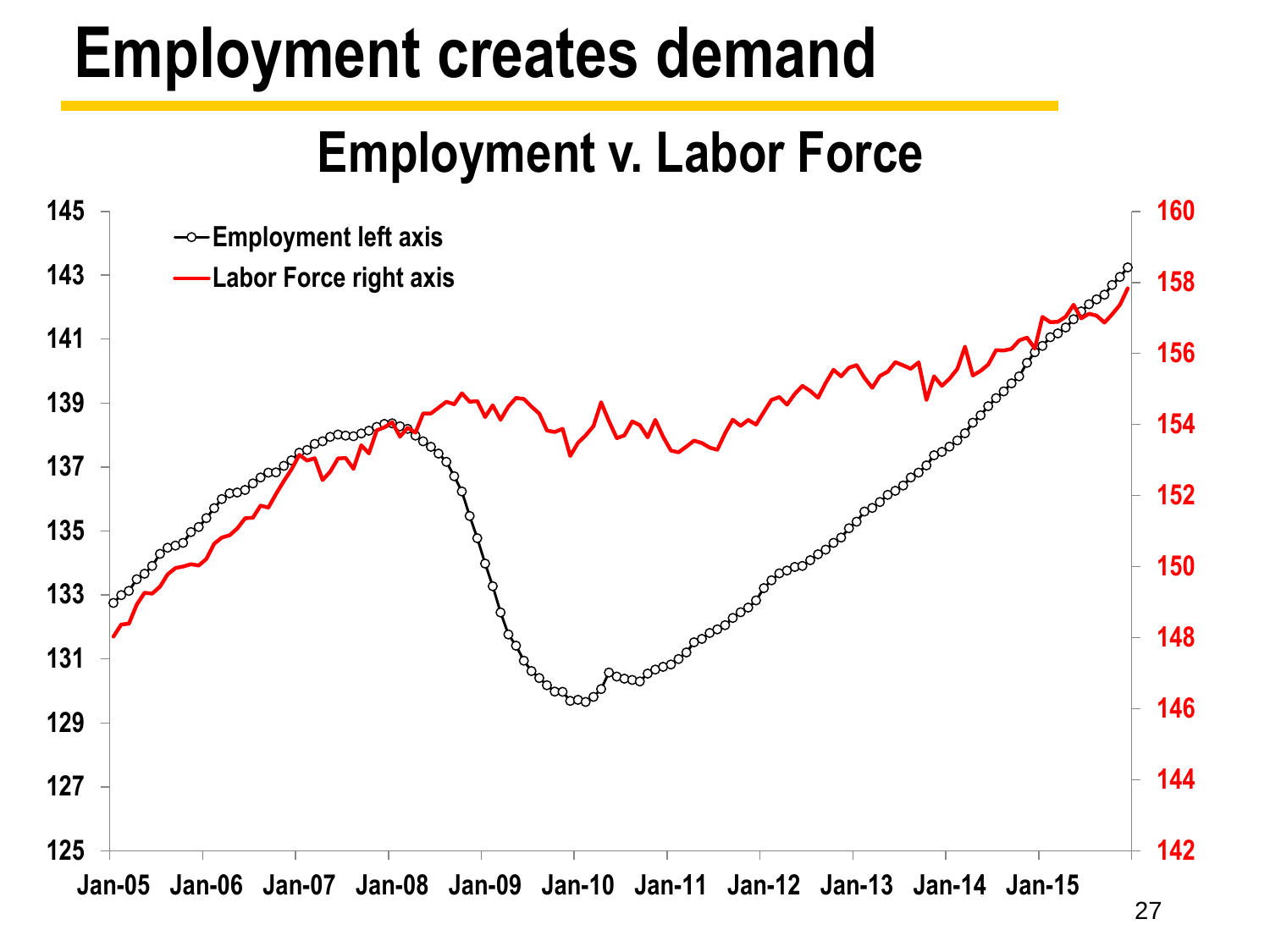# Employment creates demand

## Employment v. Labor Force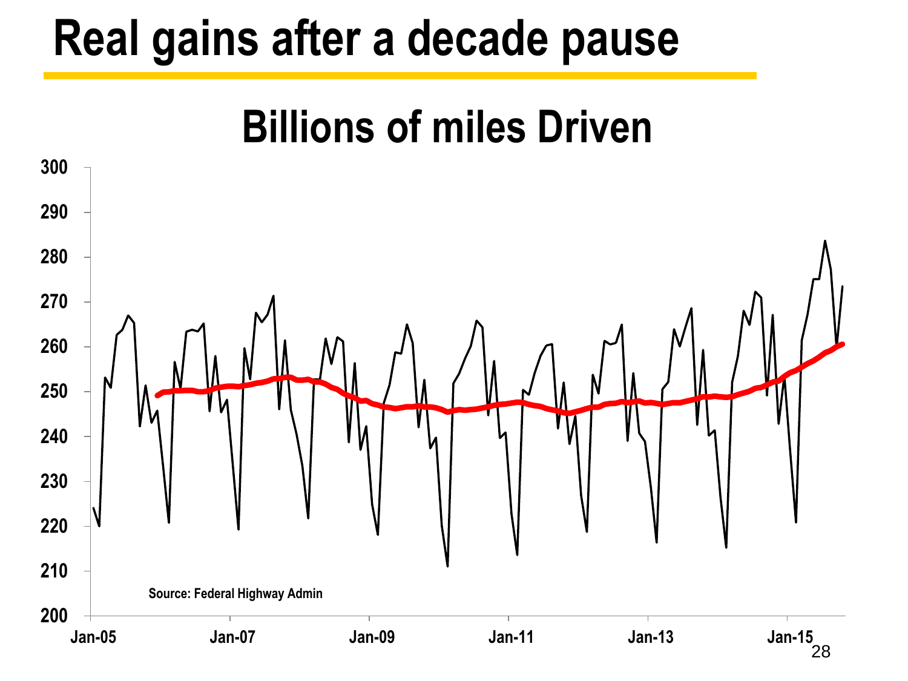# Real gains after a decade pause

## Billions of miles Driven

Source: Federal Highway Admin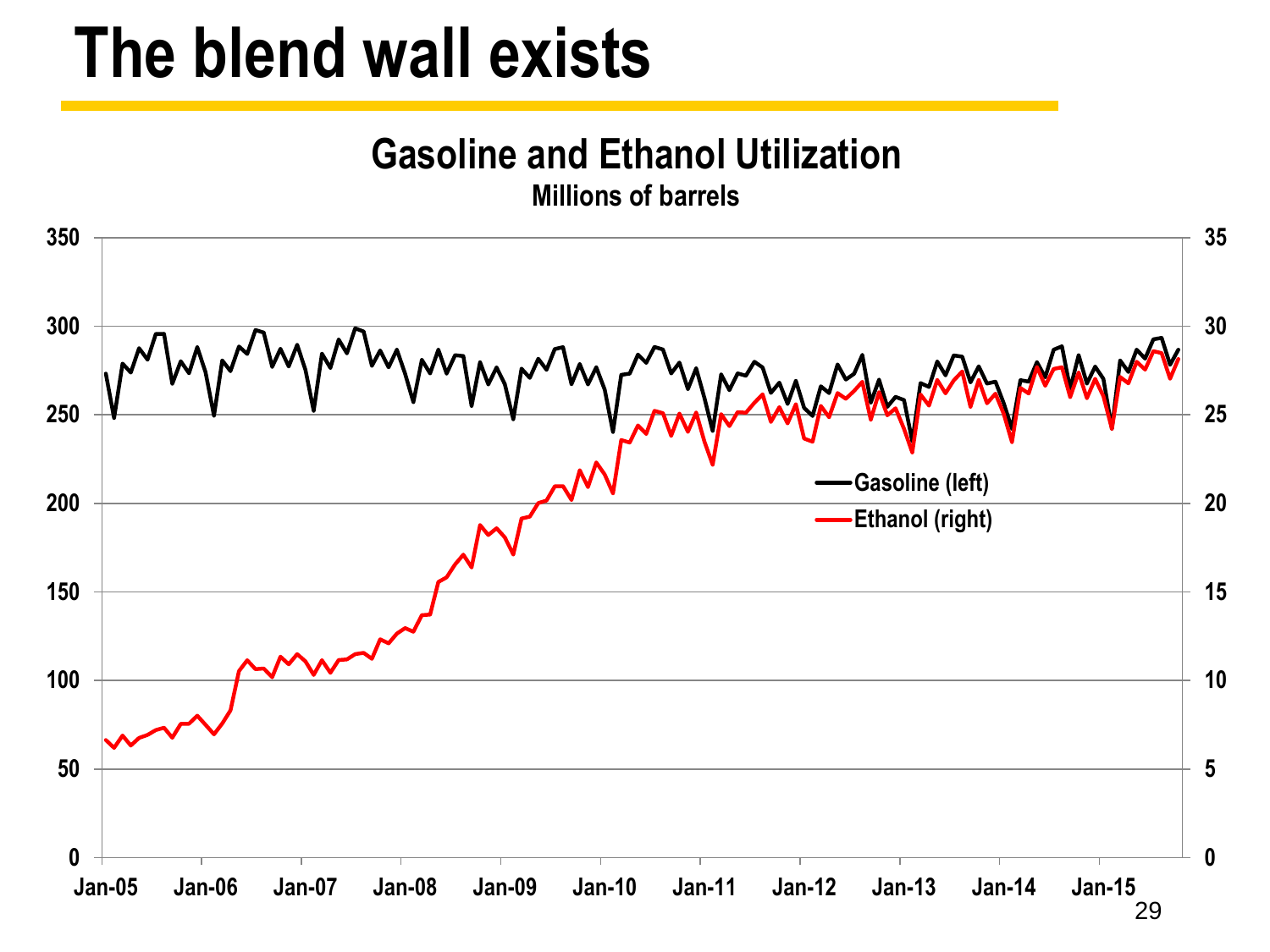# The blend wall exists

**Gasoline and Ethanol Utilization**

**Millions of barrels**

Left axis: 0, 50, 100, 150, 200, 250, 300, 350

Right axis: 0, 5, 10, 15, 20, 25, 30, 35

X axis: Jan-05, Jan-06, Jan-07, Jan-08, Jan-09, Jan-10, Jan-11, Jan-12, Jan-13, Jan-14, Jan-15

Legend: Gasoline (left), Ethanol (right)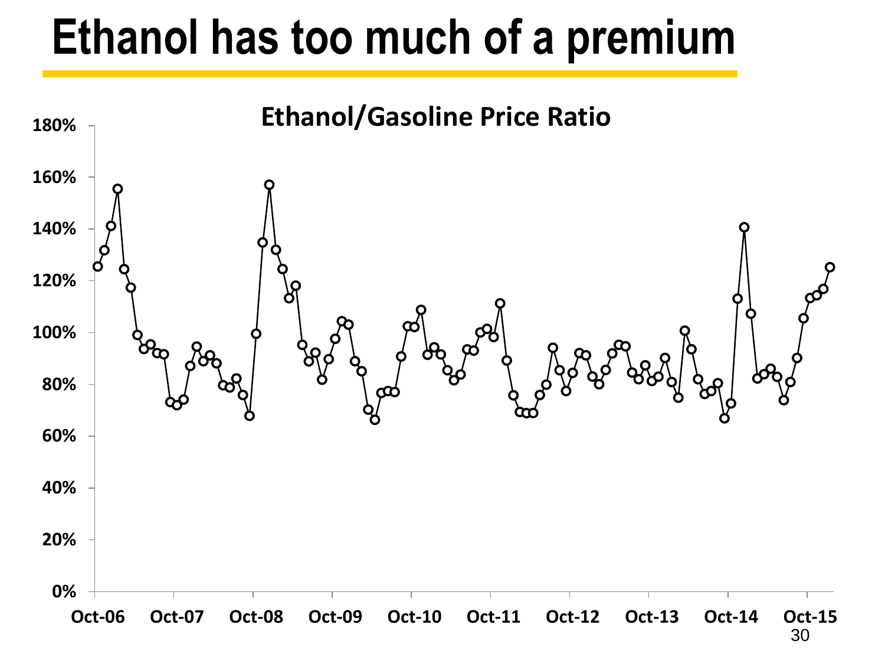# Ethanol has too much of a premium

**Ethanol/Gasoline Price Ratio**

180%
160%
140%
120%
100%
80%
60%
40%
20%
0%

Oct-06 Oct-07 Oct-08 Oct-09 Oct-10 Oct-11 Oct-12 Oct-13 Oct-14 Oct-15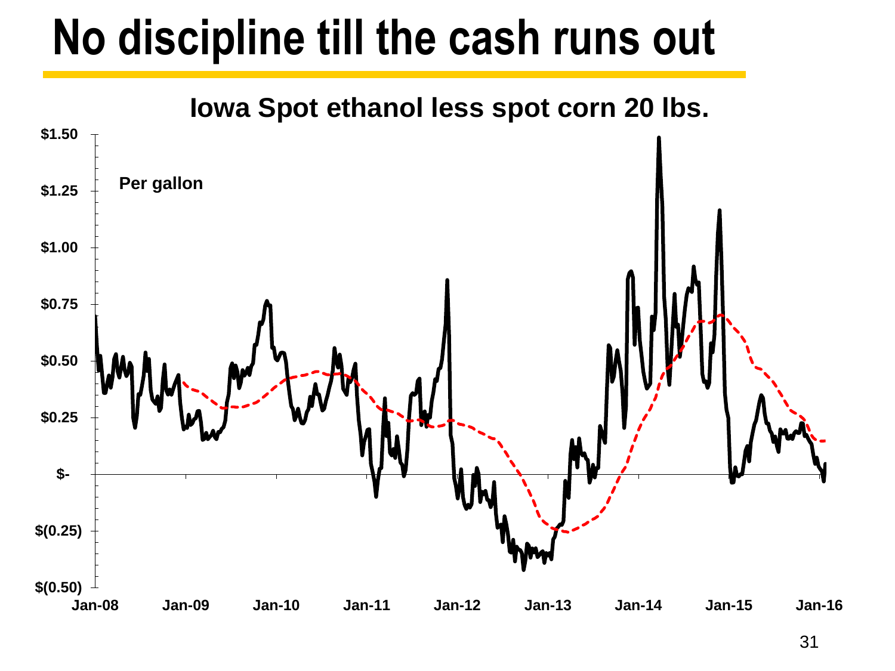# No discipline till the cash runs out

**Iowa Spot ethanol less spot corn 20 lbs.**

Per gallon

$1.50
$1.25
$1.00
$0.75
$0.50
$0.25
$-
$(0.25)
$(0.50)

Jan-08 Jan-09 Jan-10 Jan-11 Jan-12 Jan-13 Jan-14 Jan-15 Jan-16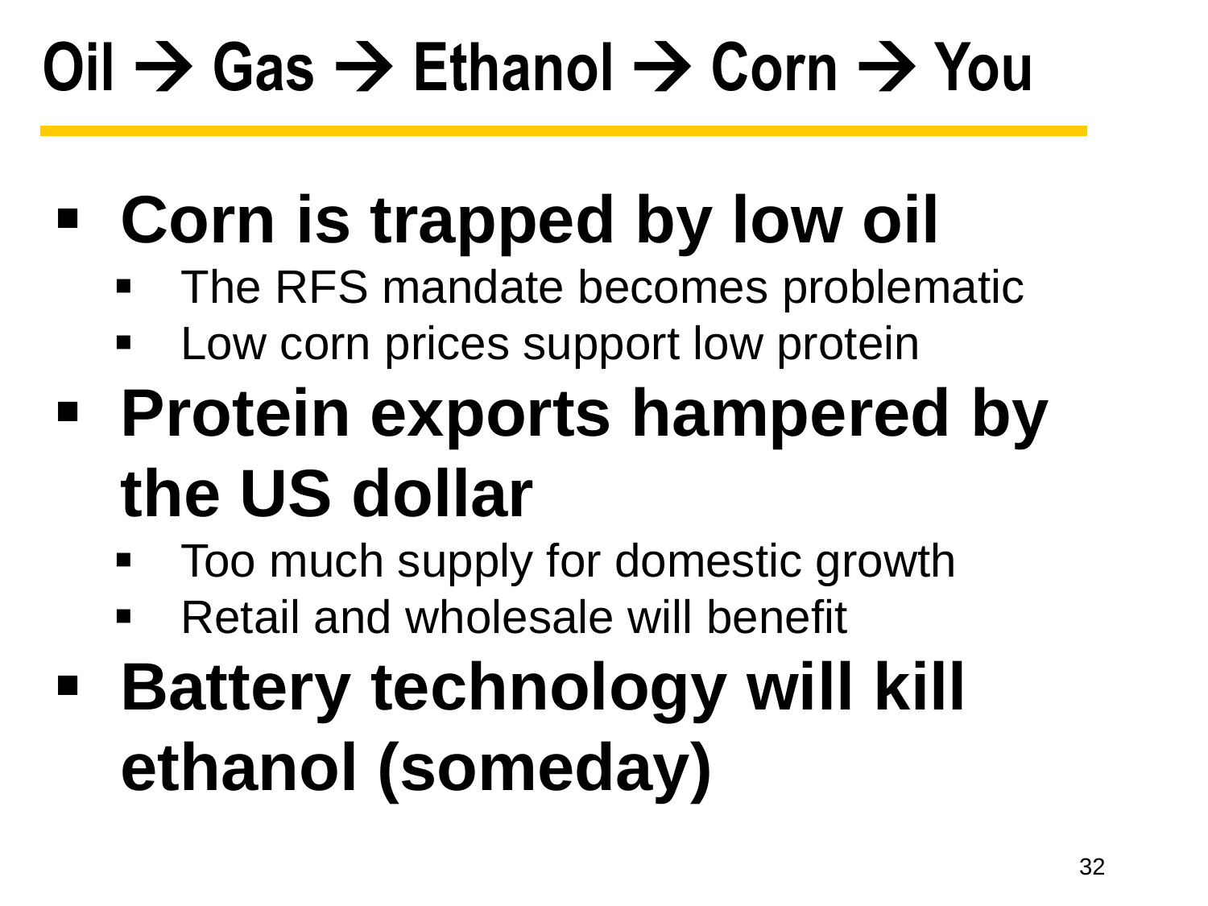# Oil → Gas → Ethanol → Corn → You

- **Corn is trapped by low oil**
  - The RFS mandate becomes problematic
  - Low corn prices support low protein
- **Protein exports hampered by the US dollar**
  - Too much supply for domestic growth
  - Retail and wholesale will benefit
- **Battery technology will kill ethanol (someday)**